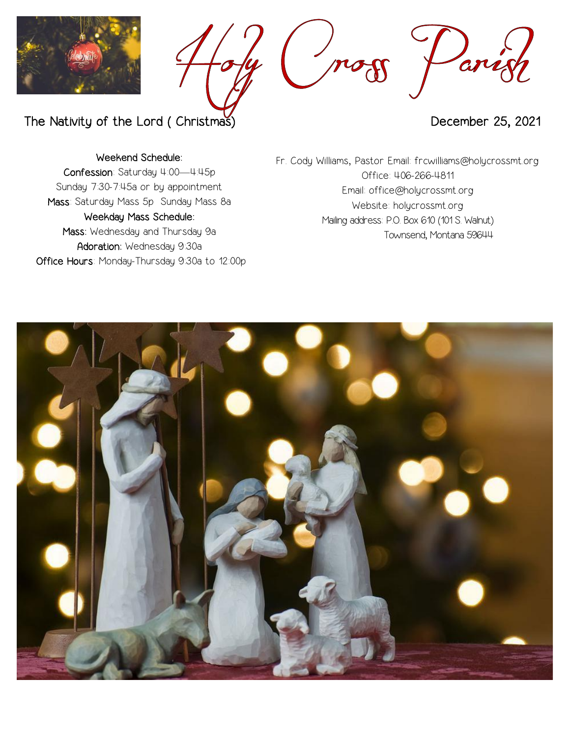# Holy Cross Parish

The Nativity of the Lord ( Christmas)

December 25, 2021

**Weekend Schedule:**
**Confession**: Saturday 4:00—4:45p
Sunday 7:30-7:45a or by appointment
**Mass**: Saturday Mass 5p Sunday Mass 8a
**Weekday Mass Schedule:**
**Mass:** Wednesday and Thursday 9a
**Adoration:** Wednesday 9:30a
**Office Hours**: Monday-Thursday 9:30a to 12:00p

Fr. Cody Williams, Pastor Email: frcwilliams@holycrossmt.org
Office: 406-266-4811
Email: office@holycrossmt.org
Website: holycrossmt.org
Mailing address: P.O. Box 610 (101 S. Walnut)
Townsend, Montana 59644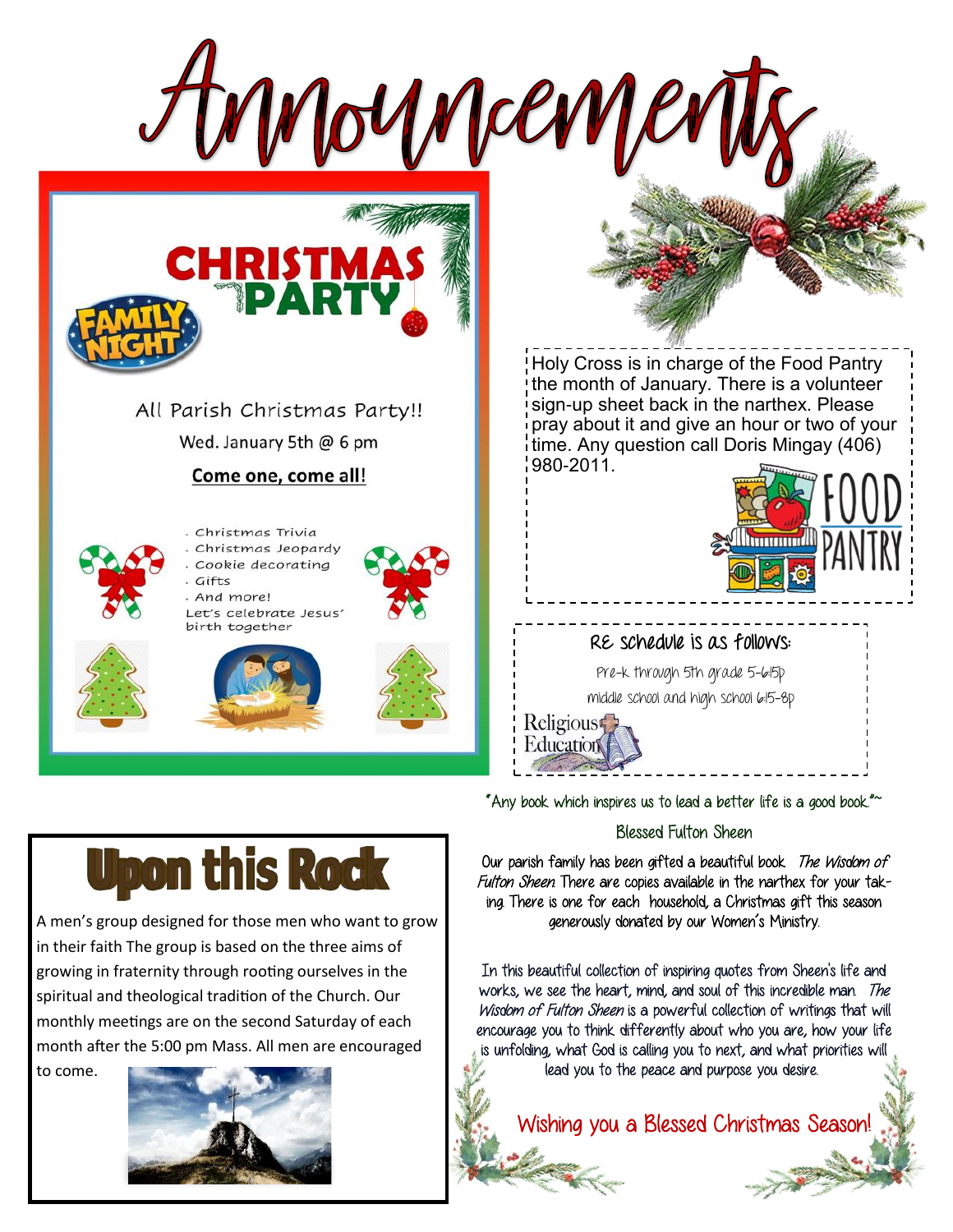# Announcements

## CHRISTMAS PARTY

FAMILY NIGHT

All Parish Christmas Party!!

Wed. January 5th @ 6 pm

**Come one, come all!**

- Christmas Trivia
- Christmas Jeopardy
- Cookie decorating
- Gifts
- And more!

Let's celebrate Jesus' birth together

Holy Cross is in charge of the Food Pantry the month of January. There is a volunteer sign-up sheet back in the narthex. Please pray about it and give an hour or two of your time. Any question call Doris Mingay (406) 980-2011.

FOOD PANTRY

RE schedule is as follows:

Pre-k through 5th grade 5-6:15p

middle school and high school 6:15-8p

Religious Education

"Any book which inspires us to lead a better life is a good book."~

Blessed Fulton Sheen

Our parish family has been gifted a beautiful book *The Wisdom of Fulton Sheen* There are copies available in the narthex for your taking. There is one for each household, a Christmas gift this season generously donated by our Women's Ministry.

In this beautiful collection of inspiring quotes from Sheen's life and works, we see the heart, mind, and soul of this incredible man. *The Wisdom of Fulton Sheen* is a powerful collection of writings that will encourage you to think differently about who you are, how your life is unfolding, what God is calling you to next, and what priorities will lead you to the peace and purpose you desire.

Wishing you a Blessed Christmas Season!

## Upon this Rock

A men's group designed for those men who want to grow in their faith The group is based on the three aims of growing in fraternity through rooting ourselves in the spiritual and theological tradition of the Church. Our monthly meetings are on the second Saturday of each month after the 5:00 pm Mass. All men are encouraged to come.